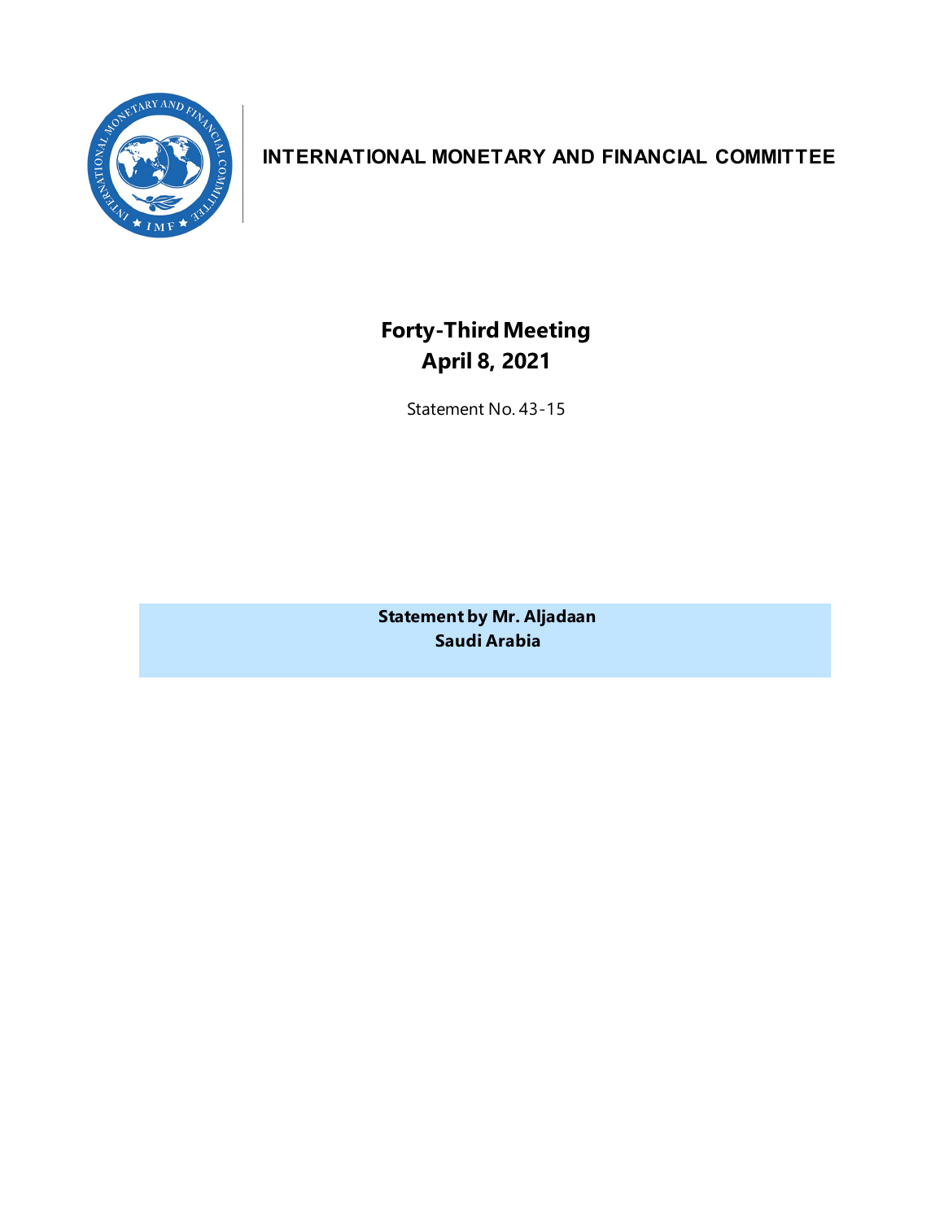# INTERNATIONAL MONETARY AND FINANCIAL COMMITTEE

## Forty-Third Meeting
## April 8, 2021

Statement No. 43-15

**Statement by Mr. Aljadaan**
**Saudi Arabia**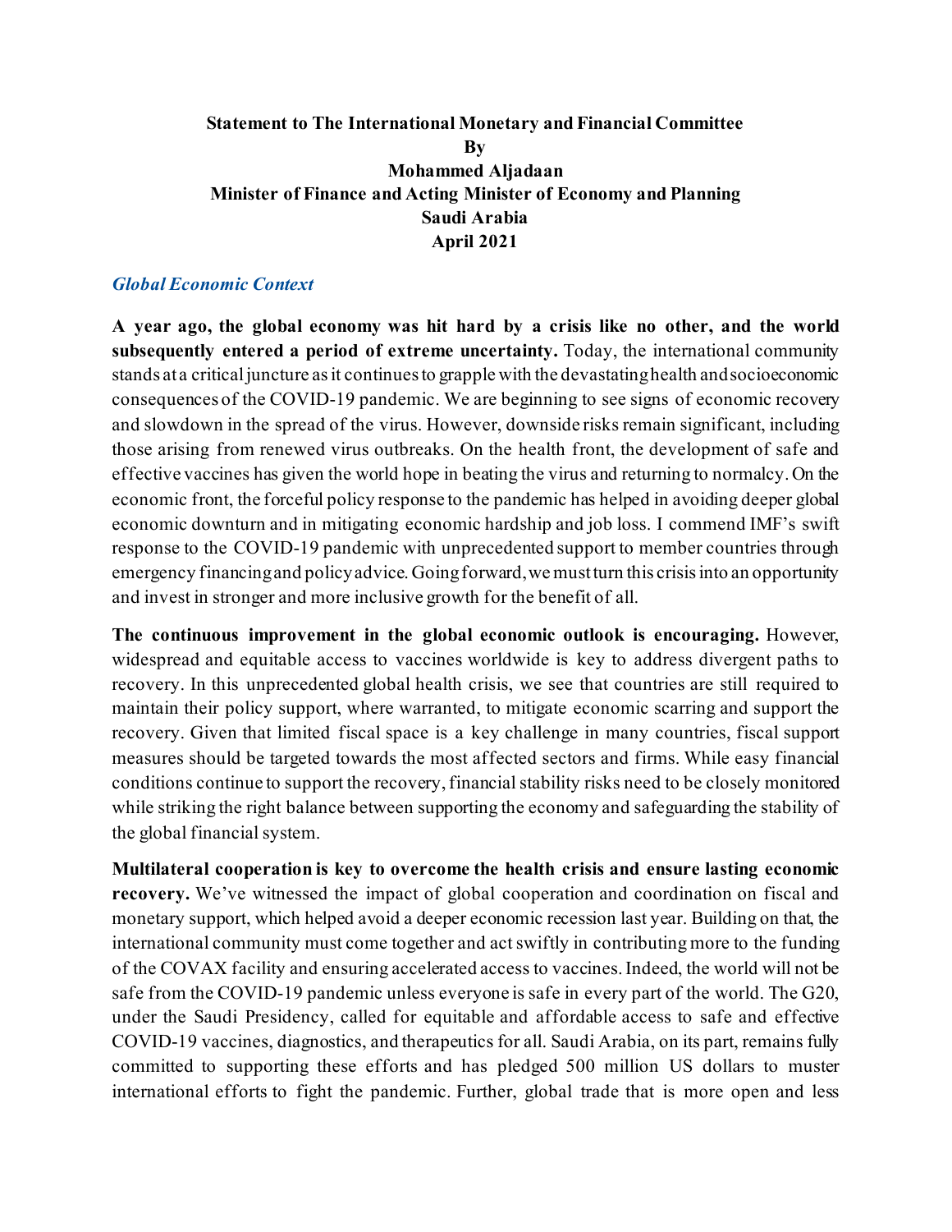**Statement to The International Monetary and Financial Committee**
**By**
**Mohammed Aljadaan**
**Minister of Finance and Acting Minister of Economy and Planning**
**Saudi Arabia**
**April 2021**

### *Global Economic Context*

**A year ago, the global economy was hit hard by a crisis like no other, and the world subsequently entered a period of extreme uncertainty.** Today, the international community stands at a critical juncture as it continues to grapple with the devastating health and socioeconomic consequences of the COVID-19 pandemic. We are beginning to see signs of economic recovery and slowdown in the spread of the virus. However, downside risks remain significant, including those arising from renewed virus outbreaks. On the health front, the development of safe and effective vaccines has given the world hope in beating the virus and returning to normalcy. On the economic front, the forceful policy response to the pandemic has helped in avoiding deeper global economic downturn and in mitigating economic hardship and job loss. I commend IMF's swift response to the COVID-19 pandemic with unprecedented support to member countries through emergency financing and policy advice. Going forward, we must turn this crisis into an opportunity and invest in stronger and more inclusive growth for the benefit of all.

**The continuous improvement in the global economic outlook is encouraging.** However, widespread and equitable access to vaccines worldwide is key to address divergent paths to recovery. In this unprecedented global health crisis, we see that countries are still required to maintain their policy support, where warranted, to mitigate economic scarring and support the recovery. Given that limited fiscal space is a key challenge in many countries, fiscal support measures should be targeted towards the most affected sectors and firms. While easy financial conditions continue to support the recovery, financial stability risks need to be closely monitored while striking the right balance between supporting the economy and safeguarding the stability of the global financial system.

**Multilateral cooperation is key to overcome the health crisis and ensure lasting economic recovery.** We've witnessed the impact of global cooperation and coordination on fiscal and monetary support, which helped avoid a deeper economic recession last year. Building on that, the international community must come together and act swiftly in contributing more to the funding of the COVAX facility and ensuring accelerated access to vaccines. Indeed, the world will not be safe from the COVID-19 pandemic unless everyone is safe in every part of the world. The G20, under the Saudi Presidency, called for equitable and affordable access to safe and effective COVID-19 vaccines, diagnostics, and therapeutics for all. Saudi Arabia, on its part, remains fully committed to supporting these efforts and has pledged 500 million US dollars to muster international efforts to fight the pandemic. Further, global trade that is more open and less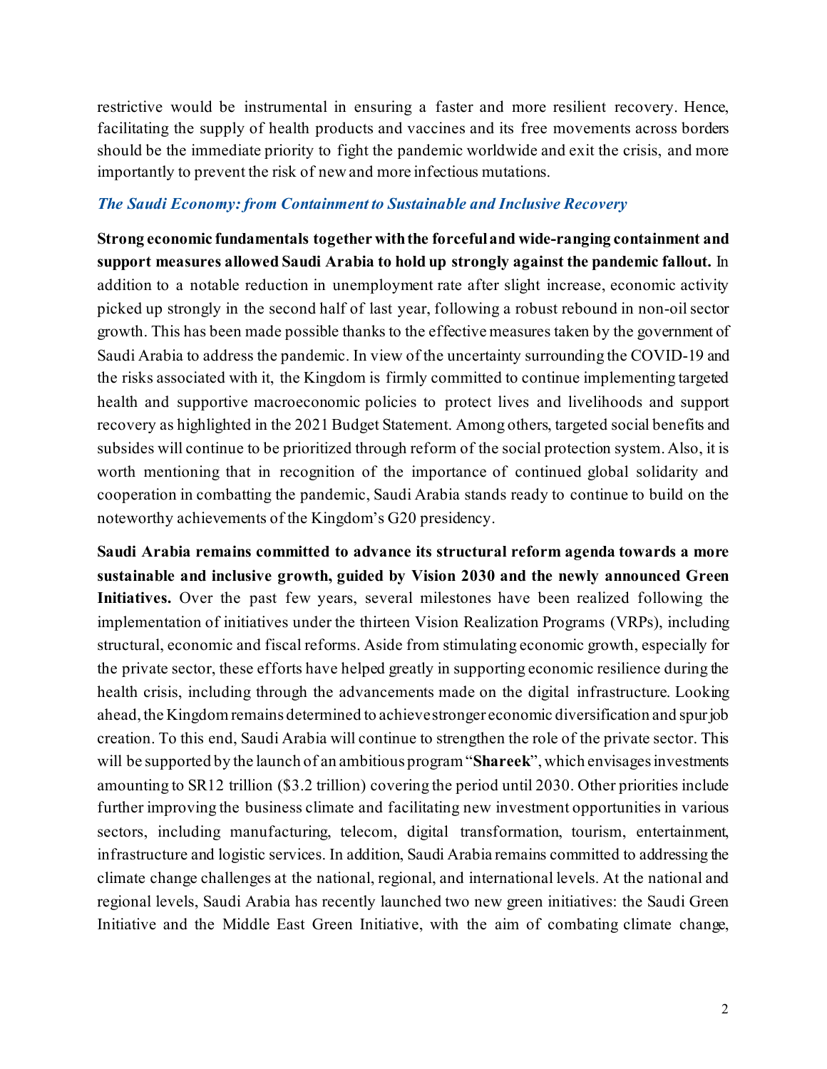restrictive would be instrumental in ensuring a faster and more resilient recovery. Hence, facilitating the supply of health products and vaccines and its free movements across borders should be the immediate priority to fight the pandemic worldwide and exit the crisis, and more importantly to prevent the risk of new and more infectious mutations.

### *The Saudi Economy: from Containment to Sustainable and Inclusive Recovery*

**Strong economic fundamentals together with the forceful and wide-ranging containment and support measures allowed Saudi Arabia to hold up strongly against the pandemic fallout.** In addition to a notable reduction in unemployment rate after slight increase, economic activity picked up strongly in the second half of last year, following a robust rebound in non-oil sector growth. This has been made possible thanks to the effective measures taken by the government of Saudi Arabia to address the pandemic. In view of the uncertainty surrounding the COVID-19 and the risks associated with it, the Kingdom is firmly committed to continue implementing targeted health and supportive macroeconomic policies to protect lives and livelihoods and support recovery as highlighted in the 2021 Budget Statement. Among others, targeted social benefits and subsides will continue to be prioritized through reform of the social protection system. Also, it is worth mentioning that in recognition of the importance of continued global solidarity and cooperation in combatting the pandemic, Saudi Arabia stands ready to continue to build on the noteworthy achievements of the Kingdom's G20 presidency.

**Saudi Arabia remains committed to advance its structural reform agenda towards a more sustainable and inclusive growth, guided by Vision 2030 and the newly announced Green Initiatives.** Over the past few years, several milestones have been realized following the implementation of initiatives under the thirteen Vision Realization Programs (VRPs), including structural, economic and fiscal reforms. Aside from stimulating economic growth, especially for the private sector, these efforts have helped greatly in supporting economic resilience during the health crisis, including through the advancements made on the digital infrastructure. Looking ahead, the Kingdom remains determined to achieve stronger economic diversification and spur job creation. To this end, Saudi Arabia will continue to strengthen the role of the private sector. This will be supported by the launch of an ambitious program "**Shareek**", which envisages investments amounting to SR12 trillion ($3.2 trillion) covering the period until 2030. Other priorities include further improving the business climate and facilitating new investment opportunities in various sectors, including manufacturing, telecom, digital transformation, tourism, entertainment, infrastructure and logistic services. In addition, Saudi Arabia remains committed to addressing the climate change challenges at the national, regional, and international levels. At the national and regional levels, Saudi Arabia has recently launched two new green initiatives: the Saudi Green Initiative and the Middle East Green Initiative, with the aim of combating climate change,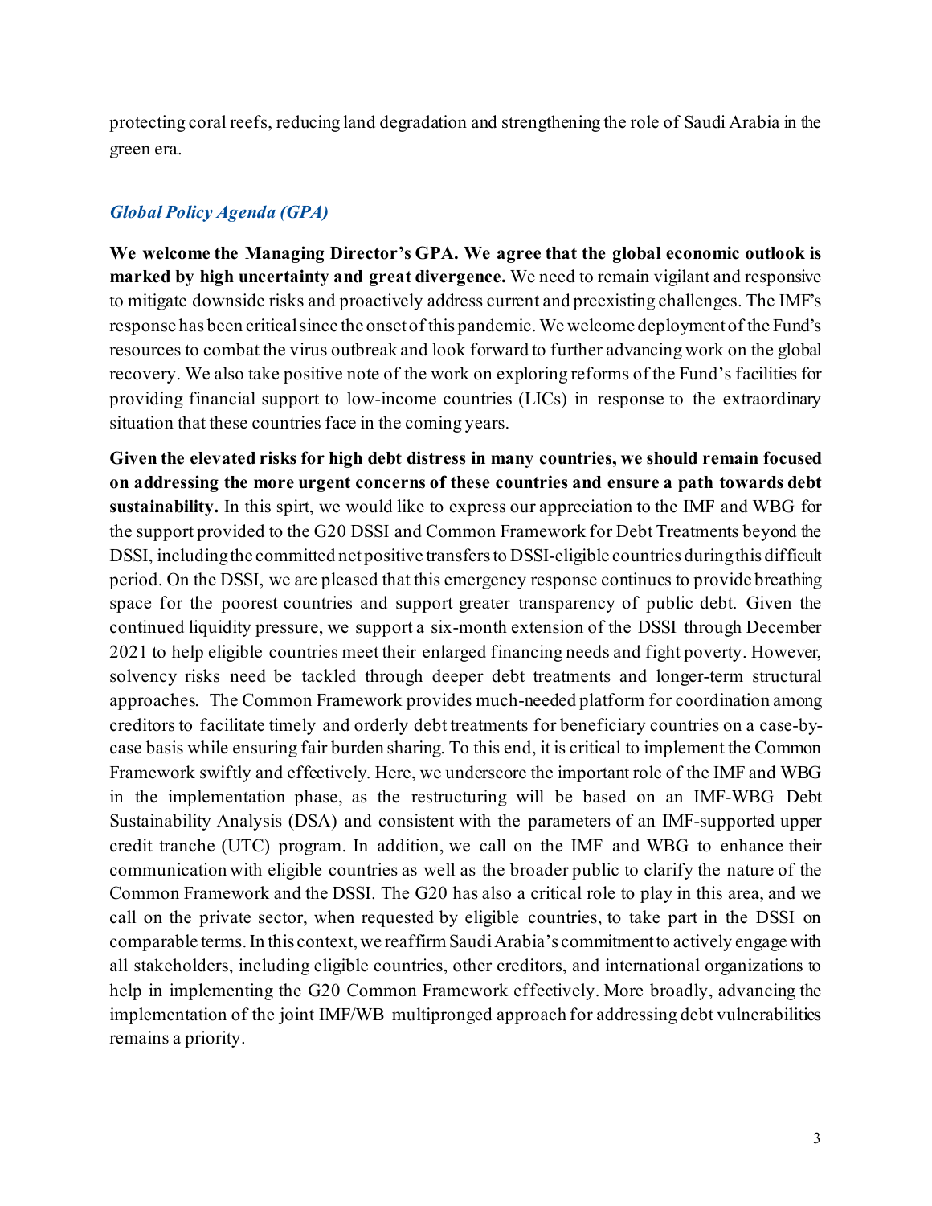protecting coral reefs, reducing land degradation and strengthening the role of Saudi Arabia in the green era.

### *Global Policy Agenda (GPA)*

**We welcome the Managing Director's GPA. We agree that the global economic outlook is marked by high uncertainty and great divergence.** We need to remain vigilant and responsive to mitigate downside risks and proactively address current and preexisting challenges. The IMF's response has been critical since the onset of this pandemic. We welcome deployment of the Fund's resources to combat the virus outbreak and look forward to further advancing work on the global recovery. We also take positive note of the work on exploring reforms of the Fund's facilities for providing financial support to low-income countries (LICs) in response to the extraordinary situation that these countries face in the coming years.

**Given the elevated risks for high debt distress in many countries, we should remain focused on addressing the more urgent concerns of these countries and ensure a path towards debt sustainability.** In this spirt, we would like to express our appreciation to the IMF and WBG for the support provided to the G20 DSSI and Common Framework for Debt Treatments beyond the DSSI, including the committed net positive transfers to DSSI-eligible countries during this difficult period. On the DSSI, we are pleased that this emergency response continues to provide breathing space for the poorest countries and support greater transparency of public debt. Given the continued liquidity pressure, we support a six-month extension of the DSSI through December 2021 to help eligible countries meet their enlarged financing needs and fight poverty. However, solvency risks need be tackled through deeper debt treatments and longer-term structural approaches. The Common Framework provides much-needed platform for coordination among creditors to facilitate timely and orderly debt treatments for beneficiary countries on a case-by-case basis while ensuring fair burden sharing. To this end, it is critical to implement the Common Framework swiftly and effectively. Here, we underscore the important role of the IMF and WBG in the implementation phase, as the restructuring will be based on an IMF-WBG Debt Sustainability Analysis (DSA) and consistent with the parameters of an IMF-supported upper credit tranche (UTC) program. In addition, we call on the IMF and WBG to enhance their communication with eligible countries as well as the broader public to clarify the nature of the Common Framework and the DSSI. The G20 has also a critical role to play in this area, and we call on the private sector, when requested by eligible countries, to take part in the DSSI on comparable terms. In this context, we reaffirm Saudi Arabia's commitment to actively engage with all stakeholders, including eligible countries, other creditors, and international organizations to help in implementing the G20 Common Framework effectively. More broadly, advancing the implementation of the joint IMF/WB multipronged approach for addressing debt vulnerabilities remains a priority.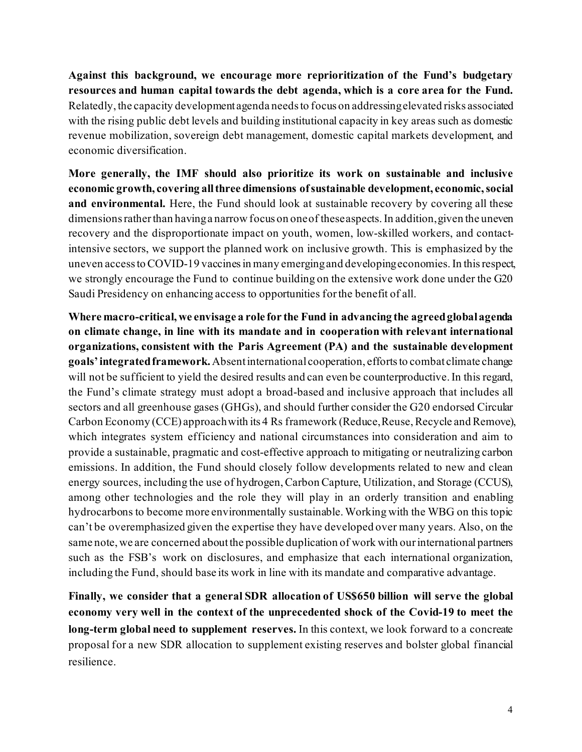**Against this background, we encourage more reprioritization of the Fund's budgetary resources and human capital towards the debt agenda, which is a core area for the Fund.** Relatedly, the capacity development agenda needs to focus on addressing elevated risks associated with the rising public debt levels and building institutional capacity in key areas such as domestic revenue mobilization, sovereign debt management, domestic capital markets development, and economic diversification.

**More generally, the IMF should also prioritize its work on sustainable and inclusive economic growth, covering all three dimensions of sustainable development, economic, social and environmental.** Here, the Fund should look at sustainable recovery by covering all these dimensions rather than having a narrow focus on one of these aspects. In addition, given the uneven recovery and the disproportionate impact on youth, women, low-skilled workers, and contact-intensive sectors, we support the planned work on inclusive growth. This is emphasized by the uneven access to COVID-19 vaccines in many emerging and developing economies. In this respect, we strongly encourage the Fund to continue building on the extensive work done under the G20 Saudi Presidency on enhancing access to opportunities for the benefit of all.

**Where macro-critical, we envisage a role for the Fund in advancing the agreed global agenda on climate change, in line with its mandate and in cooperation with relevant international organizations, consistent with the Paris Agreement (PA) and the sustainable development goals' integrated framework.** Absent international cooperation, efforts to combat climate change will not be sufficient to yield the desired results and can even be counterproductive. In this regard, the Fund's climate strategy must adopt a broad-based and inclusive approach that includes all sectors and all greenhouse gases (GHGs), and should further consider the G20 endorsed Circular Carbon Economy (CCE) approach with its 4 Rs framework (Reduce, Reuse, Recycle and Remove), which integrates system efficiency and national circumstances into consideration and aim to provide a sustainable, pragmatic and cost-effective approach to mitigating or neutralizing carbon emissions. In addition, the Fund should closely follow developments related to new and clean energy sources, including the use of hydrogen, Carbon Capture, Utilization, and Storage (CCUS), among other technologies and the role they will play in an orderly transition and enabling hydrocarbons to become more environmentally sustainable. Working with the WBG on this topic can't be overemphasized given the expertise they have developed over many years. Also, on the same note, we are concerned about the possible duplication of work with our international partners such as the FSB's work on disclosures, and emphasize that each international organization, including the Fund, should base its work in line with its mandate and comparative advantage.

**Finally, we consider that a general SDR allocation of US$650 billion will serve the global economy very well in the context of the unprecedented shock of the Covid-19 to meet the long-term global need to supplement reserves.** In this context, we look forward to a concreate proposal for a new SDR allocation to supplement existing reserves and bolster global financial resilience.